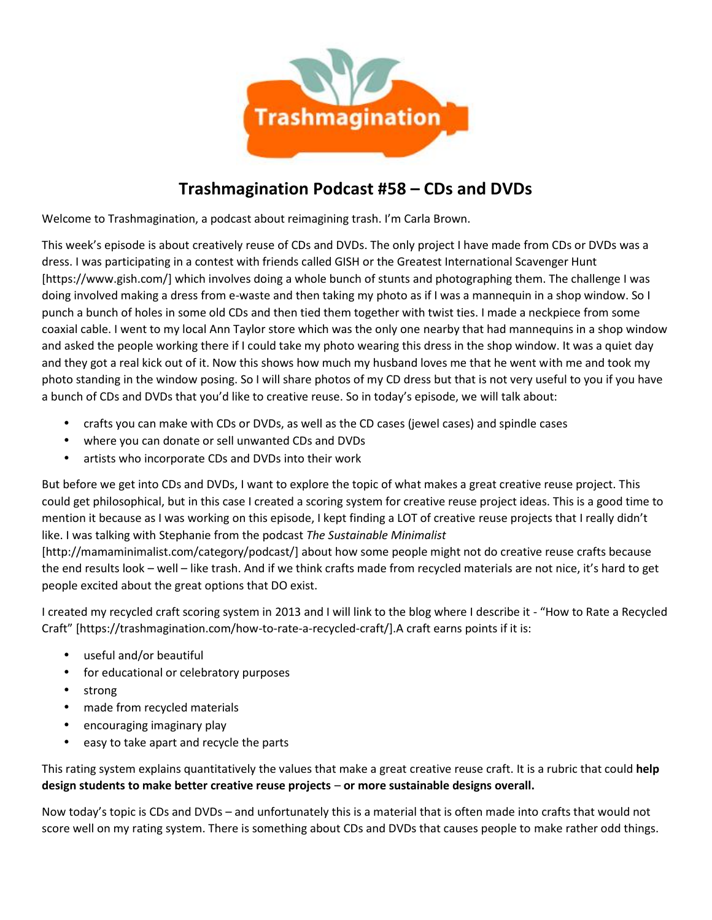# Trashmagination Podcast #58 – CDs and DVDs

Welcome to Trashmagination, a podcast about reimagining trash. I'm Carla Brown.

This week's episode is about creatively reuse of CDs and DVDs. The only project I have made from CDs or DVDs was a dress. I was participating in a contest with friends called GISH or the Greatest International Scavenger Hunt [https://www.gish.com/] which involves doing a whole bunch of stunts and photographing them. The challenge I was doing involved making a dress from e-waste and then taking my photo as if I was a mannequin in a shop window. So I punch a bunch of holes in some old CDs and then tied them together with twist ties. I made a neckpiece from some coaxial cable. I went to my local Ann Taylor store which was the only one nearby that had mannequins in a shop window and asked the people working there if I could take my photo wearing this dress in the shop window. It was a quiet day and they got a real kick out of it. Now this shows how much my husband loves me that he went with me and took my photo standing in the window posing. So I will share photos of my CD dress but that is not very useful to you if you have a bunch of CDs and DVDs that you'd like to creative reuse. So in today's episode, we will talk about:

- crafts you can make with CDs or DVDs, as well as the CD cases (jewel cases) and spindle cases
- where you can donate or sell unwanted CDs and DVDs
- artists who incorporate CDs and DVDs into their work

But before we get into CDs and DVDs, I want to explore the topic of what makes a great creative reuse project. This could get philosophical, but in this case I created a scoring system for creative reuse project ideas. This is a good time to mention it because as I was working on this episode, I kept finding a LOT of creative reuse projects that I really didn't like. I was talking with Stephanie from the podcast *The Sustainable Minimalist* [http://mamaminimalist.com/category/podcast/] about how some people might not do creative reuse crafts because the end results look – well – like trash. And if we think crafts made from recycled materials are not nice, it's hard to get people excited about the great options that DO exist.

I created my recycled craft scoring system in 2013 and I will link to the blog where I describe it - "How to Rate a Recycled Craft" [https://trashmagination.com/how-to-rate-a-recycled-craft/].A craft earns points if it is:

- useful and/or beautiful
- for educational or celebratory purposes
- strong
- made from recycled materials
- encouraging imaginary play
- easy to take apart and recycle the parts

This rating system explains quantitatively the values that make a great creative reuse craft. It is a rubric that could **help design students to make better creative reuse projects** – **or more sustainable designs overall.**

Now today's topic is CDs and DVDs – and unfortunately this is a material that is often made into crafts that would not score well on my rating system. There is something about CDs and DVDs that causes people to make rather odd things.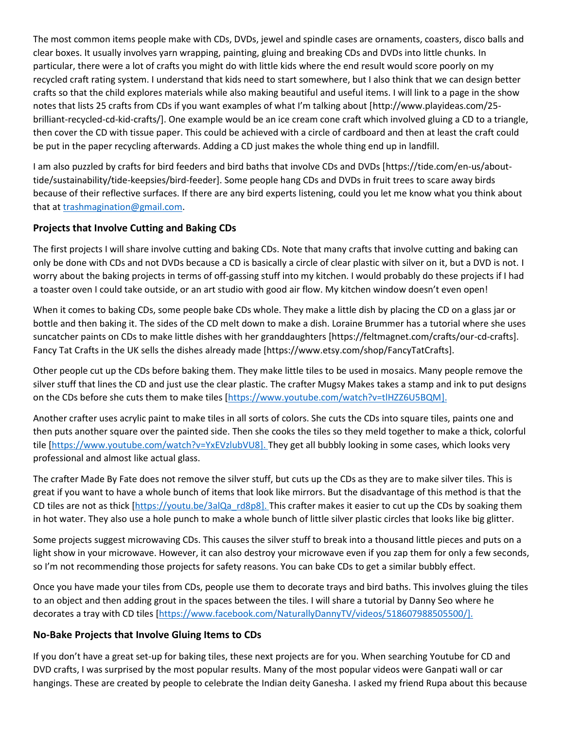The most common items people make with CDs, DVDs, jewel and spindle cases are ornaments, coasters, disco balls and clear boxes. It usually involves yarn wrapping, painting, gluing and breaking CDs and DVDs into little chunks. In particular, there were a lot of crafts you might do with little kids where the end result would score poorly on my recycled craft rating system. I understand that kids need to start somewhere, but I also think that we can design better crafts so that the child explores materials while also making beautiful and useful items. I will link to a page in the show notes that lists 25 crafts from CDs if you want examples of what I'm talking about [http://www.playideas.com/25-brilliant-recycled-cd-kid-crafts/]. One example would be an ice cream cone craft which involved gluing a CD to a triangle, then cover the CD with tissue paper. This could be achieved with a circle of cardboard and then at least the craft could be put in the paper recycling afterwards. Adding a CD just makes the whole thing end up in landfill.

I am also puzzled by crafts for bird feeders and bird baths that involve CDs and DVDs [https://tide.com/en-us/about-tide/sustainability/tide-keepsies/bird-feeder]. Some people hang CDs and DVDs in fruit trees to scare away birds because of their reflective surfaces. If there are any bird experts listening, could you let me know what you think about that at trashmagination@gmail.com.

## Projects that Involve Cutting and Baking CDs

The first projects I will share involve cutting and baking CDs. Note that many crafts that involve cutting and baking can only be done with CDs and not DVDs because a CD is basically a circle of clear plastic with silver on it, but a DVD is not. I worry about the baking projects in terms of off-gassing stuff into my kitchen. I would probably do these projects if I had a toaster oven I could take outside, or an art studio with good air flow. My kitchen window doesn't even open!

When it comes to baking CDs, some people bake CDs whole. They make a little dish by placing the CD on a glass jar or bottle and then baking it. The sides of the CD melt down to make a dish. Loraine Brummer has a tutorial where she uses suncatcher paints on CDs to make little dishes with her granddaughters [https://feltmagnet.com/crafts/our-cd-crafts]. Fancy Tat Crafts in the UK sells the dishes already made [https://www.etsy.com/shop/FancyTatCrafts].

Other people cut up the CDs before baking them. They make little tiles to be used in mosaics. Many people remove the silver stuff that lines the CD and just use the clear plastic. The crafter Mugsy Makes takes a stamp and ink to put designs on the CDs before she cuts them to make tiles [https://www.youtube.com/watch?v=tlHZZ6U5BQM].

Another crafter uses acrylic paint to make tiles in all sorts of colors. She cuts the CDs into square tiles, paints one and then puts another square over the painted side. Then she cooks the tiles so they meld together to make a thick, colorful tile [https://www.youtube.com/watch?v=YxEVzlubVU8]. They get all bubbly looking in some cases, which looks very professional and almost like actual glass.

The crafter Made By Fate does not remove the silver stuff, but cuts up the CDs as they are to make silver tiles. This is great if you want to have a whole bunch of items that look like mirrors. But the disadvantage of this method is that the CD tiles are not as thick [https://youtu.be/3alQa_rd8p8]. This crafter makes it easier to cut up the CDs by soaking them in hot water. They also use a hole punch to make a whole bunch of little silver plastic circles that looks like big glitter.

Some projects suggest microwaving CDs. This causes the silver stuff to break into a thousand little pieces and puts on a light show in your microwave. However, it can also destroy your microwave even if you zap them for only a few seconds, so I'm not recommending those projects for safety reasons. You can bake CDs to get a similar bubbly effect.

Once you have made your tiles from CDs, people use them to decorate trays and bird baths. This involves gluing the tiles to an object and then adding grout in the spaces between the tiles. I will share a tutorial by Danny Seo where he decorates a tray with CD tiles [https://www.facebook.com/NaturallyDannyTV/videos/518607988505500/].

## No-Bake Projects that Involve Gluing Items to CDs

If you don't have a great set-up for baking tiles, these next projects are for you. When searching Youtube for CD and DVD crafts, I was surprised by the most popular results. Many of the most popular videos were Ganpati wall or car hangings. These are created by people to celebrate the Indian deity Ganesha. I asked my friend Rupa about this because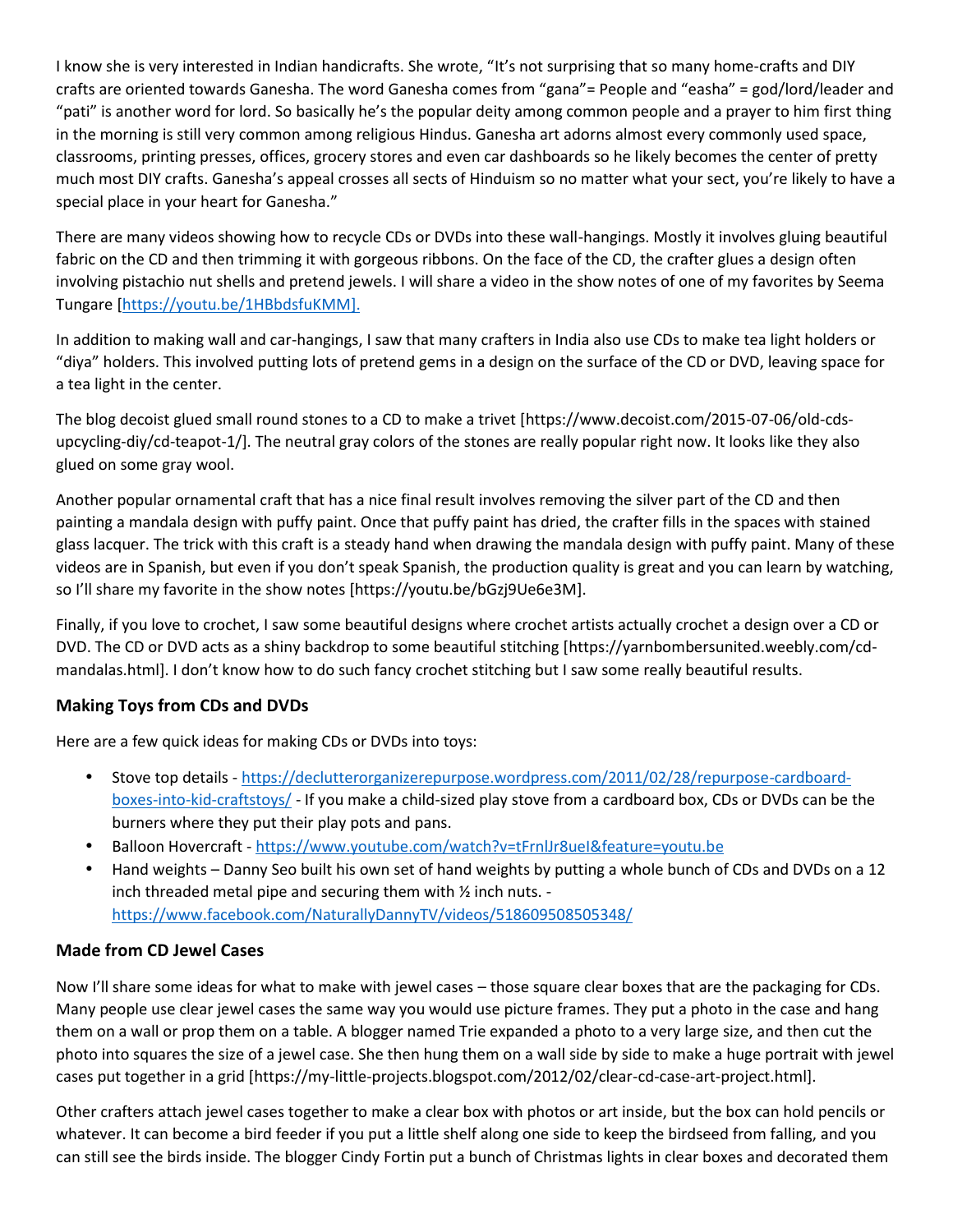I know she is very interested in Indian handicrafts. She wrote, “It’s not surprising that so many home-crafts and DIY crafts are oriented towards Ganesha. The word Ganesha comes from “gana”= People and “easha” = god/lord/leader and “pati” is another word for lord. So basically he’s the popular deity among common people and a prayer to him first thing in the morning is still very common among religious Hindus. Ganesha art adorns almost every commonly used space, classrooms, printing presses, offices, grocery stores and even car dashboards so he likely becomes the center of pretty much most DIY crafts. Ganesha’s appeal crosses all sects of Hinduism so no matter what your sect, you’re likely to have a special place in your heart for Ganesha.”

There are many videos showing how to recycle CDs or DVDs into these wall-hangings. Mostly it involves gluing beautiful fabric on the CD and then trimming it with gorgeous ribbons. On the face of the CD, the crafter glues a design often involving pistachio nut shells and pretend jewels. I will share a video in the show notes of one of my favorites by Seema Tungare [https://youtu.be/1HBbdsfuKMM].

In addition to making wall and car-hangings, I saw that many crafters in India also use CDs to make tea light holders or “diya” holders. This involved putting lots of pretend gems in a design on the surface of the CD or DVD, leaving space for a tea light in the center.

The blog decoist glued small round stones to a CD to make a trivet [https://www.decoist.com/2015-07-06/old-cds-upcycling-diy/cd-teapot-1/]. The neutral gray colors of the stones are really popular right now. It looks like they also glued on some gray wool.

Another popular ornamental craft that has a nice final result involves removing the silver part of the CD and then painting a mandala design with puffy paint. Once that puffy paint has dried, the crafter fills in the spaces with stained glass lacquer. The trick with this craft is a steady hand when drawing the mandala design with puffy paint. Many of these videos are in Spanish, but even if you don’t speak Spanish, the production quality is great and you can learn by watching, so I’ll share my favorite in the show notes [https://youtu.be/bGzj9Ue6e3M].

Finally, if you love to crochet, I saw some beautiful designs where crochet artists actually crochet a design over a CD or DVD. The CD or DVD acts as a shiny backdrop to some beautiful stitching [https://yarnbombersunited.weebly.com/cd-mandalas.html]. I don’t know how to do such fancy crochet stitching but I saw some really beautiful results.

### Making Toys from CDs and DVDs

Here are a few quick ideas for making CDs or DVDs into toys:

- Stove top details - https://declutterorganizerepurpose.wordpress.com/2011/02/28/repurpose-cardboard-boxes-into-kid-craftstoys/ - If you make a child-sized play stove from a cardboard box, CDs or DVDs can be the burners where they put their play pots and pans.
- Balloon Hovercraft - https://www.youtube.com/watch?v=tFrnlJr8ueI&feature=youtu.be
- Hand weights – Danny Seo built his own set of hand weights by putting a whole bunch of CDs and DVDs on a 12 inch threaded metal pipe and securing them with ½ inch nuts. - https://www.facebook.com/NaturallyDannyTV/videos/518609508505348/

### Made from CD Jewel Cases

Now I’ll share some ideas for what to make with jewel cases – those square clear boxes that are the packaging for CDs. Many people use clear jewel cases the same way you would use picture frames. They put a photo in the case and hang them on a wall or prop them on a table. A blogger named Trie expanded a photo to a very large size, and then cut the photo into squares the size of a jewel case. She then hung them on a wall side by side to make a huge portrait with jewel cases put together in a grid [https://my-little-projects.blogspot.com/2012/02/clear-cd-case-art-project.html].

Other crafters attach jewel cases together to make a clear box with photos or art inside, but the box can hold pencils or whatever. It can become a bird feeder if you put a little shelf along one side to keep the birdseed from falling, and you can still see the birds inside. The blogger Cindy Fortin put a bunch of Christmas lights in clear boxes and decorated them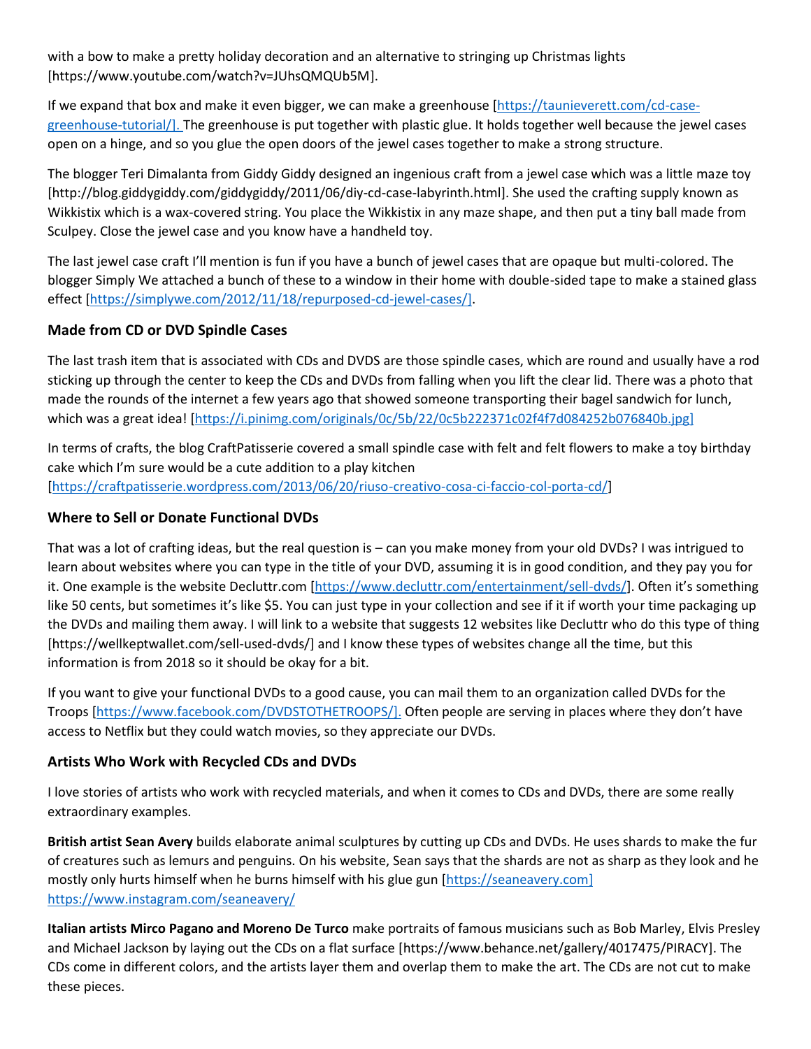with a bow to make a pretty holiday decoration and an alternative to stringing up Christmas lights [https://www.youtube.com/watch?v=JUhsQMQUb5M].

If we expand that box and make it even bigger, we can make a greenhouse [https://taunieverett.com/cd-case-greenhouse-tutorial/]. The greenhouse is put together with plastic glue. It holds together well because the jewel cases open on a hinge, and so you glue the open doors of the jewel cases together to make a strong structure.

The blogger Teri Dimalanta from Giddy Giddy designed an ingenious craft from a jewel case which was a little maze toy [http://blog.giddygiddy.com/giddygiddy/2011/06/diy-cd-case-labyrinth.html]. She used the crafting supply known as Wikkistix which is a wax-covered string. You place the Wikkistix in any maze shape, and then put a tiny ball made from Sculpey. Close the jewel case and you know have a handheld toy.

The last jewel case craft I'll mention is fun if you have a bunch of jewel cases that are opaque but multi-colored. The blogger Simply We attached a bunch of these to a window in their home with double-sided tape to make a stained glass effect [https://simplywe.com/2012/11/18/repurposed-cd-jewel-cases/].

### Made from CD or DVD Spindle Cases

The last trash item that is associated with CDs and DVDS are those spindle cases, which are round and usually have a rod sticking up through the center to keep the CDs and DVDs from falling when you lift the clear lid. There was a photo that made the rounds of the internet a few years ago that showed someone transporting their bagel sandwich for lunch, which was a great idea! [https://i.pinimg.com/originals/0c/5b/22/0c5b222371c02f4f7d084252b076840b.jpg]

In terms of crafts, the blog CraftPatisserie covered a small spindle case with felt and felt flowers to make a toy birthday cake which I'm sure would be a cute addition to a play kitchen [https://craftpatisserie.wordpress.com/2013/06/20/riuso-creativo-cosa-ci-faccio-col-porta-cd/]

### Where to Sell or Donate Functional DVDs

That was a lot of crafting ideas, but the real question is – can you make money from your old DVDs? I was intrigued to learn about websites where you can type in the title of your DVD, assuming it is in good condition, and they pay you for it. One example is the website Decluttr.com [https://www.decluttr.com/entertainment/sell-dvds/]. Often it's something like 50 cents, but sometimes it's like $5. You can just type in your collection and see if it if worth your time packaging up the DVDs and mailing them away. I will link to a website that suggests 12 websites like Decluttr who do this type of thing [https://wellkeptwallet.com/sell-used-dvds/] and I know these types of websites change all the time, but this information is from 2018 so it should be okay for a bit.

If you want to give your functional DVDs to a good cause, you can mail them to an organization called DVDs for the Troops [https://www.facebook.com/DVDSTOTHETROOPS/]. Often people are serving in places where they don't have access to Netflix but they could watch movies, so they appreciate our DVDs.

### Artists Who Work with Recycled CDs and DVDs

I love stories of artists who work with recycled materials, and when it comes to CDs and DVDs, there are some really extraordinary examples.

**British artist Sean Avery** builds elaborate animal sculptures by cutting up CDs and DVDs. He uses shards to make the fur of creatures such as lemurs and penguins. On his website, Sean says that the shards are not as sharp as they look and he mostly only hurts himself when he burns himself with his glue gun [https://seaneavery.com] https://www.instagram.com/seaneavery/

**Italian artists Mirco Pagano and Moreno De Turco** make portraits of famous musicians such as Bob Marley, Elvis Presley and Michael Jackson by laying out the CDs on a flat surface [https://www.behance.net/gallery/4017475/PIRACY]. The CDs come in different colors, and the artists layer them and overlap them to make the art. The CDs are not cut to make these pieces.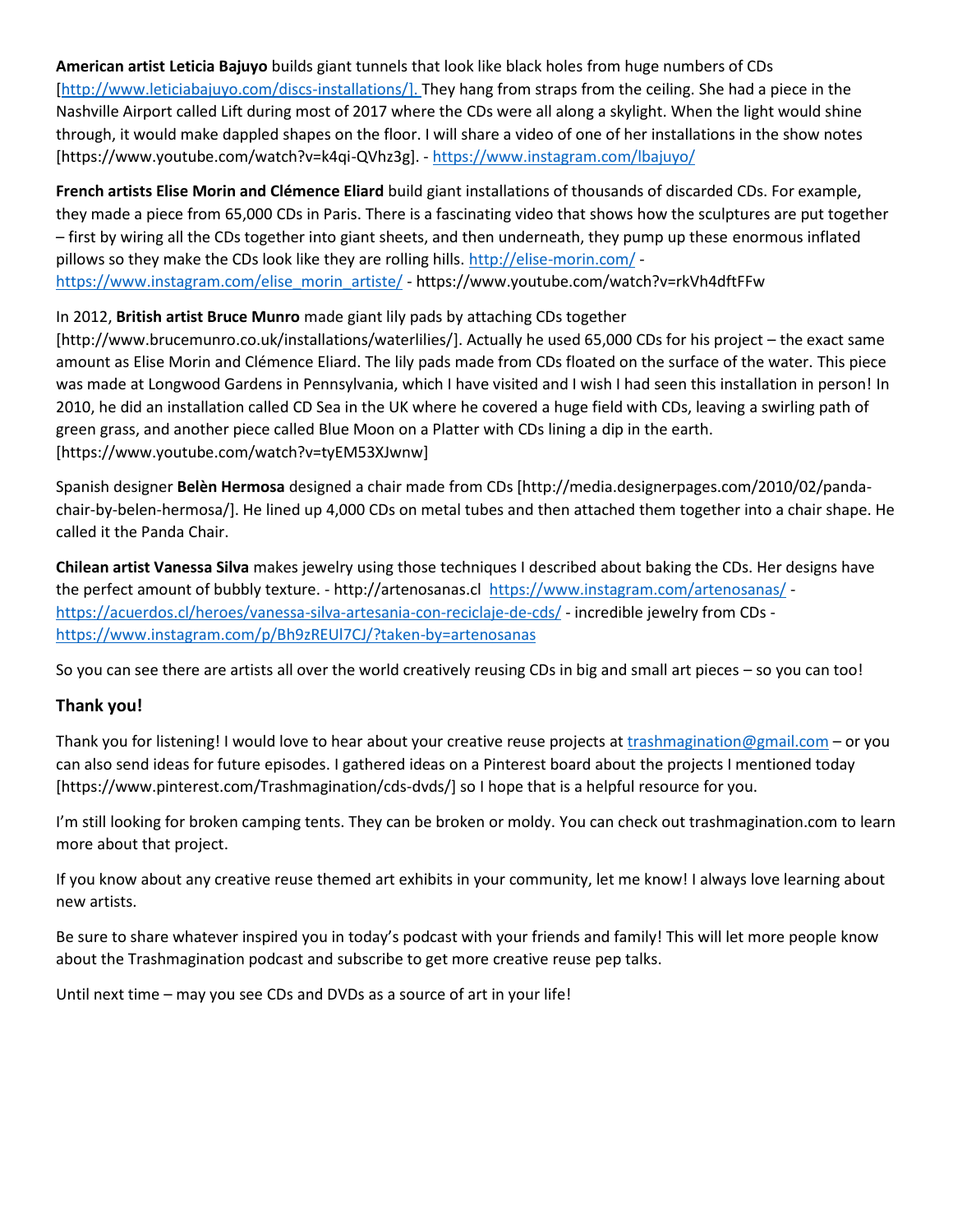**American artist Leticia Bajuyo** builds giant tunnels that look like black holes from huge numbers of CDs [http://www.leticiabajuyo.com/discs-installations/]. They hang from straps from the ceiling. She had a piece in the Nashville Airport called Lift during most of 2017 where the CDs were all along a skylight. When the light would shine through, it would make dappled shapes on the floor. I will share a video of one of her installations in the show notes [https://www.youtube.com/watch?v=k4qi-QVhz3g]. - https://www.instagram.com/lbajuyo/

**French artists Elise Morin and Clémence Eliard** build giant installations of thousands of discarded CDs. For example, they made a piece from 65,000 CDs in Paris. There is a fascinating video that shows how the sculptures are put together – first by wiring all the CDs together into giant sheets, and then underneath, they pump up these enormous inflated pillows so they make the CDs look like they are rolling hills. http://elise-morin.com/ - https://www.instagram.com/elise_morin_artiste/ - https://www.youtube.com/watch?v=rkVh4dftFFw

In 2012, **British artist Bruce Munro** made giant lily pads by attaching CDs together [http://www.brucemunro.co.uk/installations/waterlilies/]. Actually he used 65,000 CDs for his project – the exact same amount as Elise Morin and Clémence Eliard. The lily pads made from CDs floated on the surface of the water. This piece was made at Longwood Gardens in Pennsylvania, which I have visited and I wish I had seen this installation in person! In 2010, he did an installation called CD Sea in the UK where he covered a huge field with CDs, leaving a swirling path of green grass, and another piece called Blue Moon on a Platter with CDs lining a dip in the earth. [https://www.youtube.com/watch?v=tyEM53XJwnw]

Spanish designer **Belèn Hermosa** designed a chair made from CDs [http://media.designerpages.com/2010/02/panda-chair-by-belen-hermosa/]. He lined up 4,000 CDs on metal tubes and then attached them together into a chair shape. He called it the Panda Chair.

**Chilean artist Vanessa Silva** makes jewelry using those techniques I described about baking the CDs. Her designs have the perfect amount of bubbly texture. - http://artenosanas.cl https://www.instagram.com/artenosanas/ - https://acuerdos.cl/heroes/vanessa-silva-artesania-con-reciclaje-de-cds/ - incredible jewelry from CDs - https://www.instagram.com/p/Bh9zREUl7CJ/?taken-by=artenosanas

So you can see there are artists all over the world creatively reusing CDs in big and small art pieces – so you can too!

## Thank you!

Thank you for listening! I would love to hear about your creative reuse projects at trashmagination@gmail.com – or you can also send ideas for future episodes. I gathered ideas on a Pinterest board about the projects I mentioned today [https://www.pinterest.com/Trashmagination/cds-dvds/] so I hope that is a helpful resource for you.

I'm still looking for broken camping tents. They can be broken or moldy. You can check out trashmagination.com to learn more about that project.

If you know about any creative reuse themed art exhibits in your community, let me know! I always love learning about new artists.

Be sure to share whatever inspired you in today's podcast with your friends and family! This will let more people know about the Trashmagination podcast and subscribe to get more creative reuse pep talks.

Until next time – may you see CDs and DVDs as a source of art in your life!